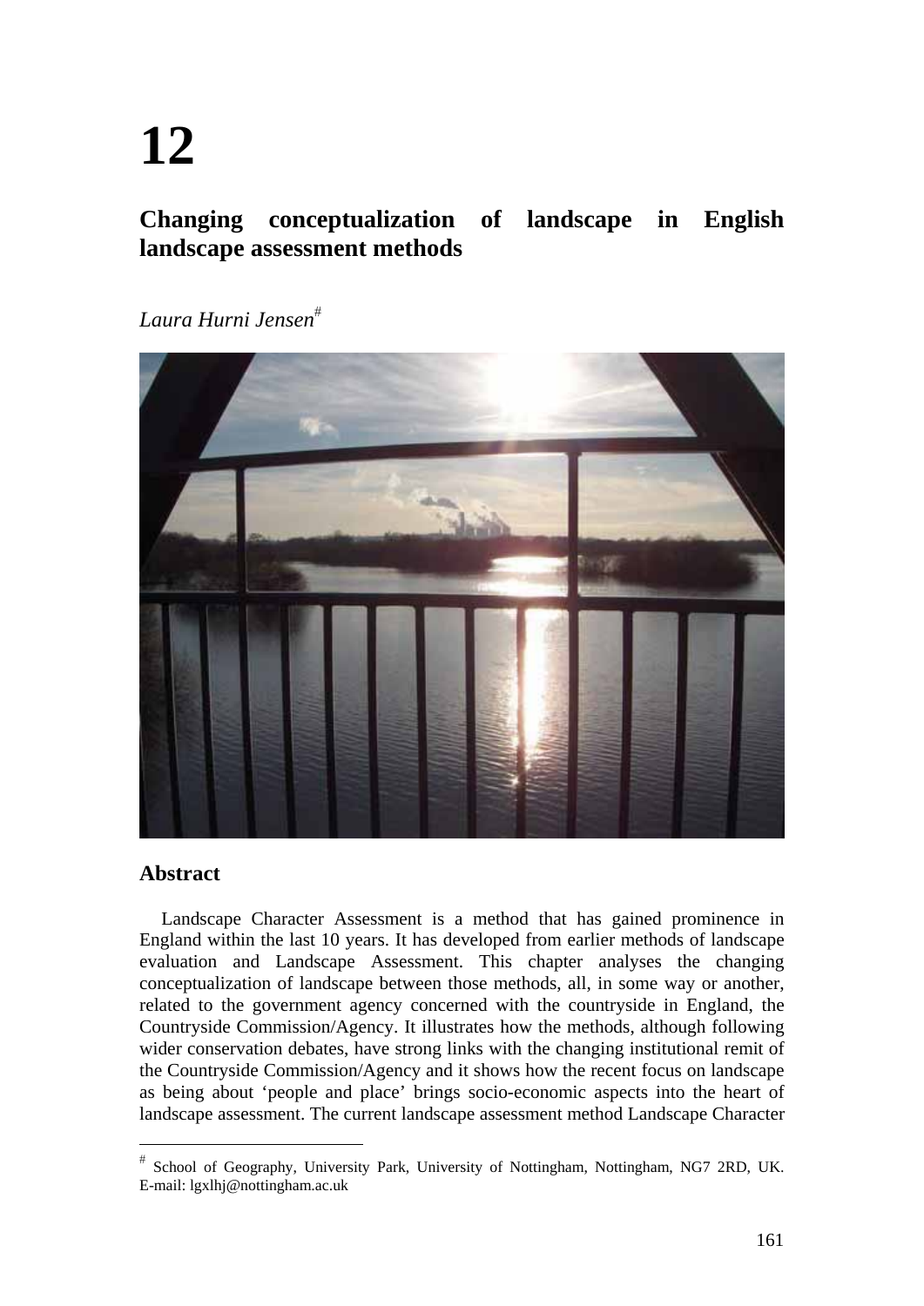# 12

## Changing conceptualization of landscape in English landscape assessment methods

*Laura Hurni Jensen*[#]

### Abstract

Landscape Character Assessment is a method that has gained prominence in England within the last 10 years. It has developed from earlier methods of landscape evaluation and Landscape Assessment. This chapter analyses the changing conceptualization of landscape between those methods, all, in some way or another, related to the government agency concerned with the countryside in England, the Countryside Commission/Agency. It illustrates how the methods, although following wider conservation debates, have strong links with the changing institutional remit of the Countryside Commission/Agency and it shows how the recent focus on landscape as being about 'people and place' brings socio-economic aspects into the heart of landscape assessment. The current landscape assessment method Landscape Character

[#] School of Geography, University Park, University of Nottingham, Nottingham, NG7 2RD, UK. E-mail: lgxlhj@nottingham.ac.uk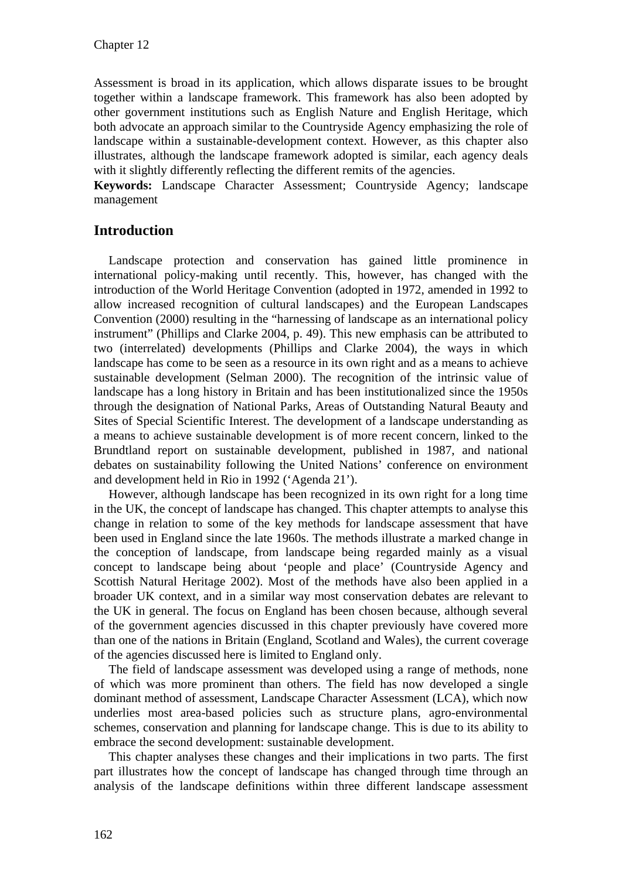Assessment is broad in its application, which allows disparate issues to be brought together within a landscape framework. This framework has also been adopted by other government institutions such as English Nature and English Heritage, which both advocate an approach similar to the Countryside Agency emphasizing the role of landscape within a sustainable-development context. However, as this chapter also illustrates, although the landscape framework adopted is similar, each agency deals with it slightly differently reflecting the different remits of the agencies.

**Keywords:** Landscape Character Assessment; Countryside Agency; landscape management

## Introduction

Landscape protection and conservation has gained little prominence in international policy-making until recently. This, however, has changed with the introduction of the World Heritage Convention (adopted in 1972, amended in 1992 to allow increased recognition of cultural landscapes) and the European Landscapes Convention (2000) resulting in the "harnessing of landscape as an international policy instrument" (Phillips and Clarke 2004, p. 49). This new emphasis can be attributed to two (interrelated) developments (Phillips and Clarke 2004), the ways in which landscape has come to be seen as a resource in its own right and as a means to achieve sustainable development (Selman 2000). The recognition of the intrinsic value of landscape has a long history in Britain and has been institutionalized since the 1950s through the designation of National Parks, Areas of Outstanding Natural Beauty and Sites of Special Scientific Interest. The development of a landscape understanding as a means to achieve sustainable development is of more recent concern, linked to the Brundtland report on sustainable development, published in 1987, and national debates on sustainability following the United Nations' conference on environment and development held in Rio in 1992 ('Agenda 21').

However, although landscape has been recognized in its own right for a long time in the UK, the concept of landscape has changed. This chapter attempts to analyse this change in relation to some of the key methods for landscape assessment that have been used in England since the late 1960s. The methods illustrate a marked change in the conception of landscape, from landscape being regarded mainly as a visual concept to landscape being about 'people and place' (Countryside Agency and Scottish Natural Heritage 2002). Most of the methods have also been applied in a broader UK context, and in a similar way most conservation debates are relevant to the UK in general. The focus on England has been chosen because, although several of the government agencies discussed in this chapter previously have covered more than one of the nations in Britain (England, Scotland and Wales), the current coverage of the agencies discussed here is limited to England only.

The field of landscape assessment was developed using a range of methods, none of which was more prominent than others. The field has now developed a single dominant method of assessment, Landscape Character Assessment (LCA), which now underlies most area-based policies such as structure plans, agro-environmental schemes, conservation and planning for landscape change. This is due to its ability to embrace the second development: sustainable development.

This chapter analyses these changes and their implications in two parts. The first part illustrates how the concept of landscape has changed through time through an analysis of the landscape definitions within three different landscape assessment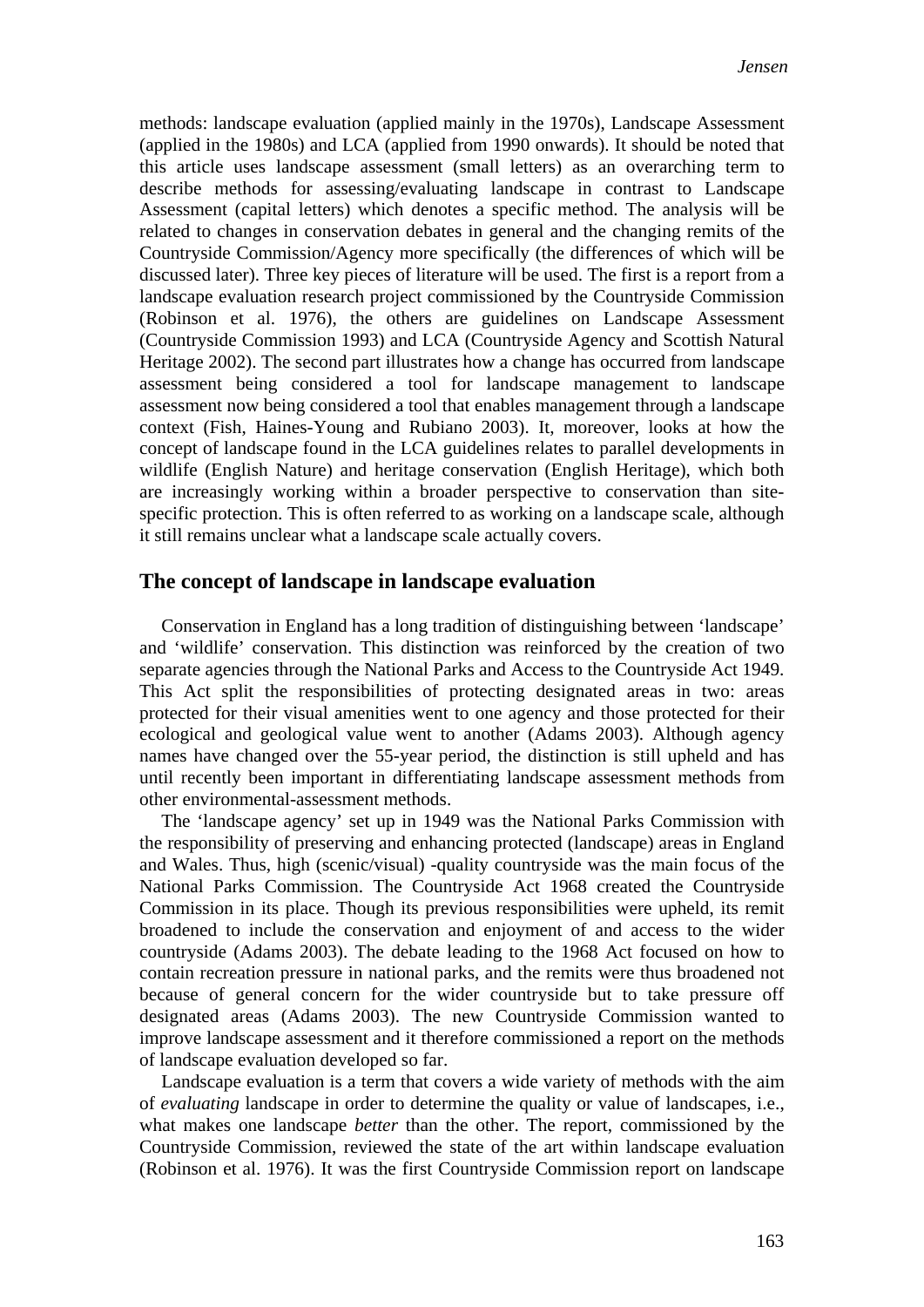methods: landscape evaluation (applied mainly in the 1970s), Landscape Assessment (applied in the 1980s) and LCA (applied from 1990 onwards). It should be noted that this article uses landscape assessment (small letters) as an overarching term to describe methods for assessing/evaluating landscape in contrast to Landscape Assessment (capital letters) which denotes a specific method. The analysis will be related to changes in conservation debates in general and the changing remits of the Countryside Commission/Agency more specifically (the differences of which will be discussed later). Three key pieces of literature will be used. The first is a report from a landscape evaluation research project commissioned by the Countryside Commission (Robinson et al. 1976), the others are guidelines on Landscape Assessment (Countryside Commission 1993) and LCA (Countryside Agency and Scottish Natural Heritage 2002). The second part illustrates how a change has occurred from landscape assessment being considered a tool for landscape management to landscape assessment now being considered a tool that enables management through a landscape context (Fish, Haines-Young and Rubiano 2003). It, moreover, looks at how the concept of landscape found in the LCA guidelines relates to parallel developments in wildlife (English Nature) and heritage conservation (English Heritage), which both are increasingly working within a broader perspective to conservation than site-specific protection. This is often referred to as working on a landscape scale, although it still remains unclear what a landscape scale actually covers.

## The concept of landscape in landscape evaluation

Conservation in England has a long tradition of distinguishing between 'landscape' and 'wildlife' conservation. This distinction was reinforced by the creation of two separate agencies through the National Parks and Access to the Countryside Act 1949. This Act split the responsibilities of protecting designated areas in two: areas protected for their visual amenities went to one agency and those protected for their ecological and geological value went to another (Adams 2003). Although agency names have changed over the 55-year period, the distinction is still upheld and has until recently been important in differentiating landscape assessment methods from other environmental-assessment methods.

The 'landscape agency' set up in 1949 was the National Parks Commission with the responsibility of preserving and enhancing protected (landscape) areas in England and Wales. Thus, high (scenic/visual) -quality countryside was the main focus of the National Parks Commission. The Countryside Act 1968 created the Countryside Commission in its place. Though its previous responsibilities were upheld, its remit broadened to include the conservation and enjoyment of and access to the wider countryside (Adams 2003). The debate leading to the 1968 Act focused on how to contain recreation pressure in national parks, and the remits were thus broadened not because of general concern for the wider countryside but to take pressure off designated areas (Adams 2003). The new Countryside Commission wanted to improve landscape assessment and it therefore commissioned a report on the methods of landscape evaluation developed so far.

Landscape evaluation is a term that covers a wide variety of methods with the aim of *evaluating* landscape in order to determine the quality or value of landscapes, i.e., what makes one landscape *better* than the other. The report, commissioned by the Countryside Commission, reviewed the state of the art within landscape evaluation (Robinson et al. 1976). It was the first Countryside Commission report on landscape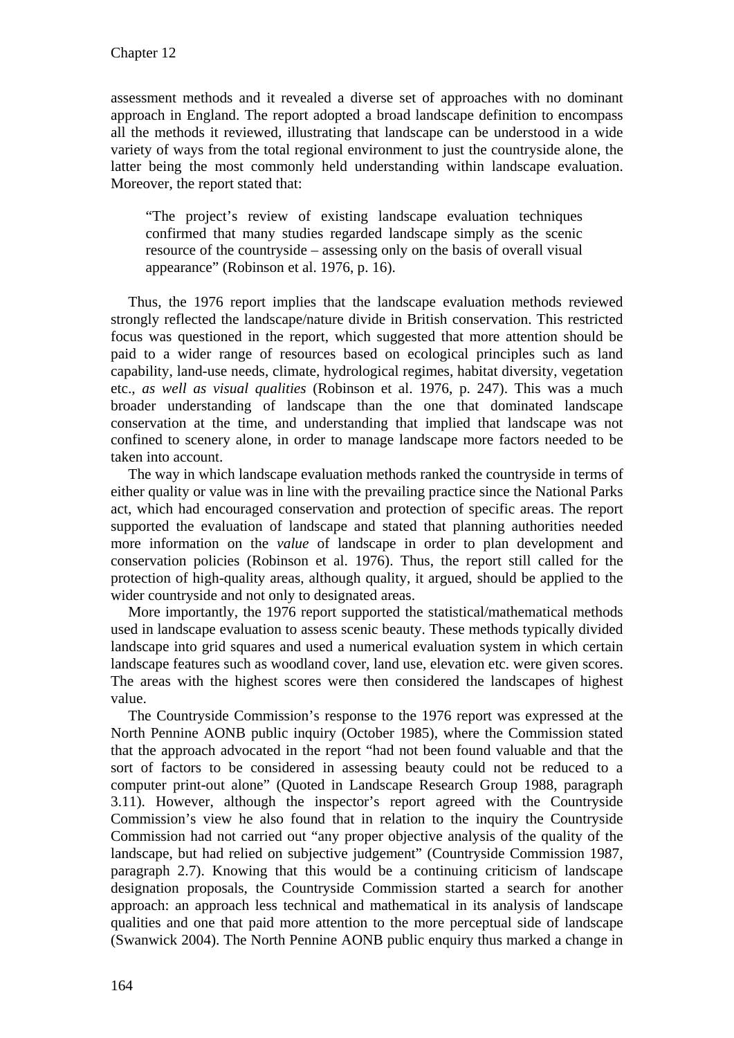assessment methods and it revealed a diverse set of approaches with no dominant approach in England. The report adopted a broad landscape definition to encompass all the methods it reviewed, illustrating that landscape can be understood in a wide variety of ways from the total regional environment to just the countryside alone, the latter being the most commonly held understanding within landscape evaluation. Moreover, the report stated that:

> "The project's review of existing landscape evaluation techniques confirmed that many studies regarded landscape simply as the scenic resource of the countryside – assessing only on the basis of overall visual appearance" (Robinson et al. 1976, p. 16).

Thus, the 1976 report implies that the landscape evaluation methods reviewed strongly reflected the landscape/nature divide in British conservation. This restricted focus was questioned in the report, which suggested that more attention should be paid to a wider range of resources based on ecological principles such as land capability, land-use needs, climate, hydrological regimes, habitat diversity, vegetation etc., *as well as visual qualities* (Robinson et al. 1976, p. 247). This was a much broader understanding of landscape than the one that dominated landscape conservation at the time, and understanding that implied that landscape was not confined to scenery alone, in order to manage landscape more factors needed to be taken into account.

The way in which landscape evaluation methods ranked the countryside in terms of either quality or value was in line with the prevailing practice since the National Parks act, which had encouraged conservation and protection of specific areas. The report supported the evaluation of landscape and stated that planning authorities needed more information on the *value* of landscape in order to plan development and conservation policies (Robinson et al. 1976). Thus, the report still called for the protection of high-quality areas, although quality, it argued, should be applied to the wider countryside and not only to designated areas.

More importantly, the 1976 report supported the statistical/mathematical methods used in landscape evaluation to assess scenic beauty. These methods typically divided landscape into grid squares and used a numerical evaluation system in which certain landscape features such as woodland cover, land use, elevation etc. were given scores. The areas with the highest scores were then considered the landscapes of highest value.

The Countryside Commission's response to the 1976 report was expressed at the North Pennine AONB public inquiry (October 1985), where the Commission stated that the approach advocated in the report "had not been found valuable and that the sort of factors to be considered in assessing beauty could not be reduced to a computer print-out alone" (Quoted in Landscape Research Group 1988, paragraph 3.11). However, although the inspector's report agreed with the Countryside Commission's view he also found that in relation to the inquiry the Countryside Commission had not carried out "any proper objective analysis of the quality of the landscape, but had relied on subjective judgement" (Countryside Commission 1987, paragraph 2.7). Knowing that this would be a continuing criticism of landscape designation proposals, the Countryside Commission started a search for another approach: an approach less technical and mathematical in its analysis of landscape qualities and one that paid more attention to the more perceptual side of landscape (Swanwick 2004). The North Pennine AONB public enquiry thus marked a change in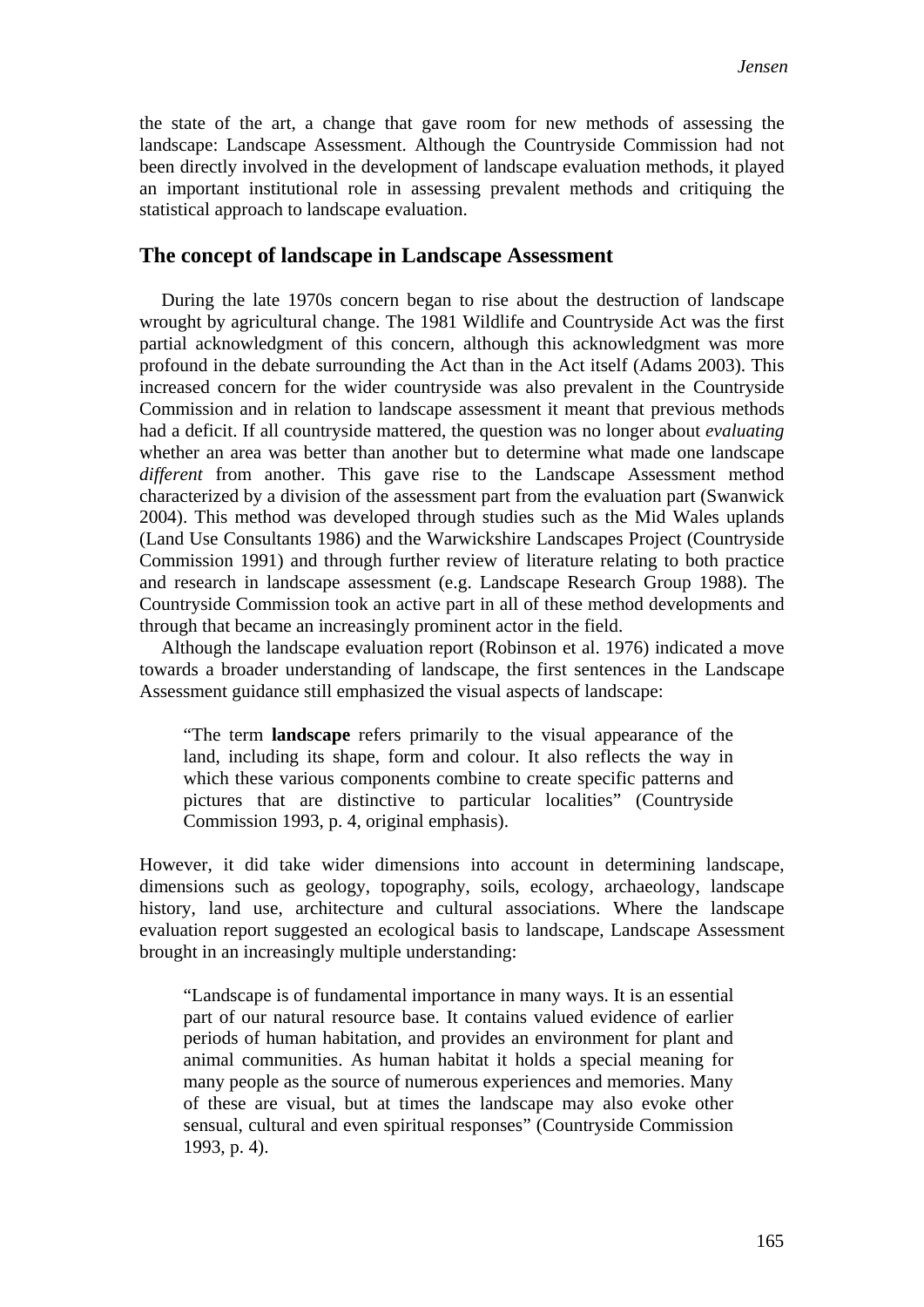the state of the art, a change that gave room for new methods of assessing the landscape: Landscape Assessment. Although the Countryside Commission had not been directly involved in the development of landscape evaluation methods, it played an important institutional role in assessing prevalent methods and critiquing the statistical approach to landscape evaluation.

## The concept of landscape in Landscape Assessment

During the late 1970s concern began to rise about the destruction of landscape wrought by agricultural change. The 1981 Wildlife and Countryside Act was the first partial acknowledgment of this concern, although this acknowledgment was more profound in the debate surrounding the Act than in the Act itself (Adams 2003). This increased concern for the wider countryside was also prevalent in the Countryside Commission and in relation to landscape assessment it meant that previous methods had a deficit. If all countryside mattered, the question was no longer about *evaluating* whether an area was better than another but to determine what made one landscape *different* from another. This gave rise to the Landscape Assessment method characterized by a division of the assessment part from the evaluation part (Swanwick 2004). This method was developed through studies such as the Mid Wales uplands (Land Use Consultants 1986) and the Warwickshire Landscapes Project (Countryside Commission 1991) and through further review of literature relating to both practice and research in landscape assessment (e.g. Landscape Research Group 1988). The Countryside Commission took an active part in all of these method developments and through that became an increasingly prominent actor in the field.

Although the landscape evaluation report (Robinson et al. 1976) indicated a move towards a broader understanding of landscape, the first sentences in the Landscape Assessment guidance still emphasized the visual aspects of landscape:

> "The term **landscape** refers primarily to the visual appearance of the land, including its shape, form and colour. It also reflects the way in which these various components combine to create specific patterns and pictures that are distinctive to particular localities" (Countryside Commission 1993, p. 4, original emphasis).

However, it did take wider dimensions into account in determining landscape, dimensions such as geology, topography, soils, ecology, archaeology, landscape history, land use, architecture and cultural associations. Where the landscape evaluation report suggested an ecological basis to landscape, Landscape Assessment brought in an increasingly multiple understanding:

> "Landscape is of fundamental importance in many ways. It is an essential part of our natural resource base. It contains valued evidence of earlier periods of human habitation, and provides an environment for plant and animal communities. As human habitat it holds a special meaning for many people as the source of numerous experiences and memories. Many of these are visual, but at times the landscape may also evoke other sensual, cultural and even spiritual responses" (Countryside Commission 1993, p. 4).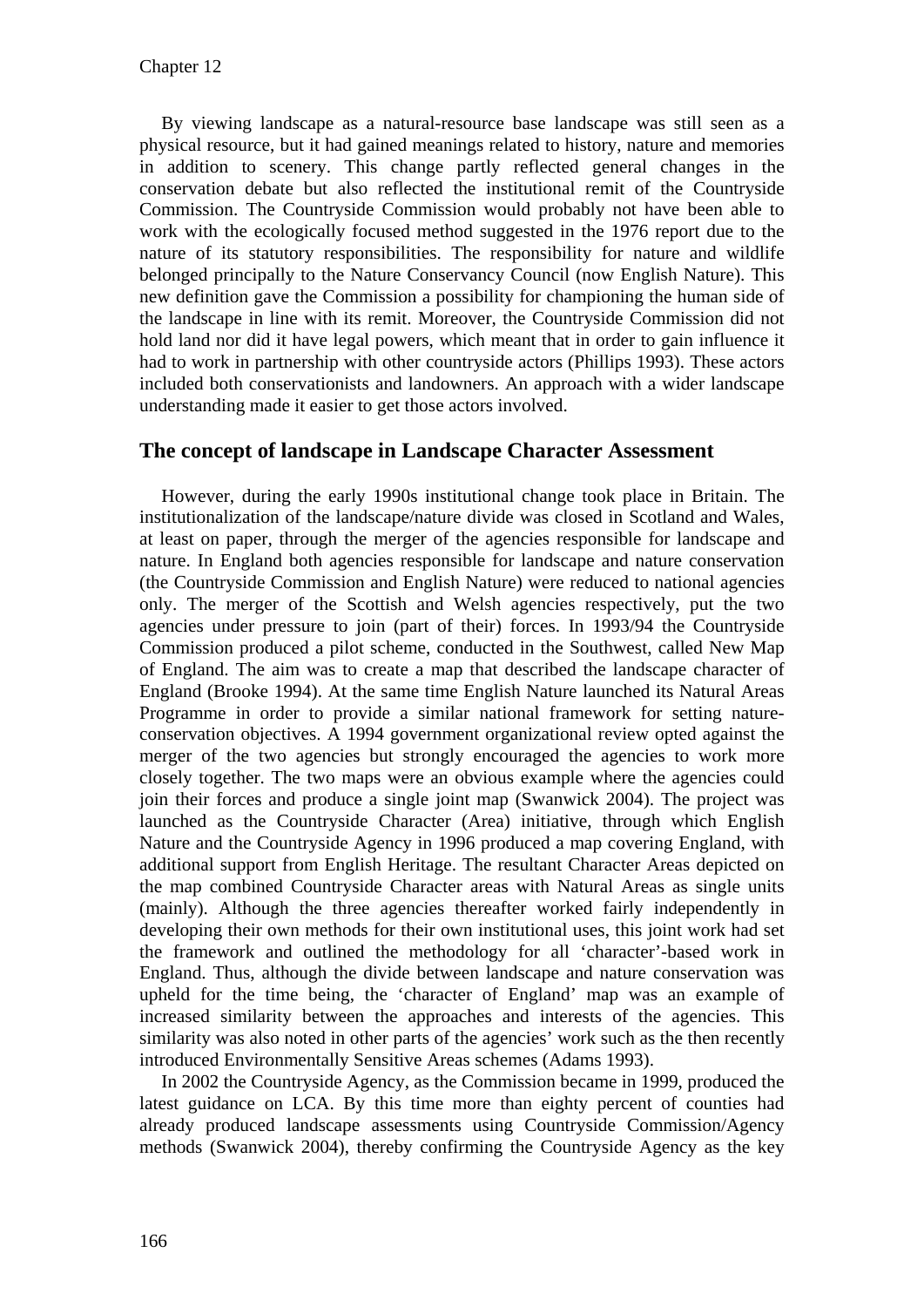By viewing landscape as a natural-resource base landscape was still seen as a physical resource, but it had gained meanings related to history, nature and memories in addition to scenery. This change partly reflected general changes in the conservation debate but also reflected the institutional remit of the Countryside Commission. The Countryside Commission would probably not have been able to work with the ecologically focused method suggested in the 1976 report due to the nature of its statutory responsibilities. The responsibility for nature and wildlife belonged principally to the Nature Conservancy Council (now English Nature). This new definition gave the Commission a possibility for championing the human side of the landscape in line with its remit. Moreover, the Countryside Commission did not hold land nor did it have legal powers, which meant that in order to gain influence it had to work in partnership with other countryside actors (Phillips 1993). These actors included both conservationists and landowners. An approach with a wider landscape understanding made it easier to get those actors involved.

## The concept of landscape in Landscape Character Assessment

However, during the early 1990s institutional change took place in Britain. The institutionalization of the landscape/nature divide was closed in Scotland and Wales, at least on paper, through the merger of the agencies responsible for landscape and nature. In England both agencies responsible for landscape and nature conservation (the Countryside Commission and English Nature) were reduced to national agencies only. The merger of the Scottish and Welsh agencies respectively, put the two agencies under pressure to join (part of their) forces. In 1993/94 the Countryside Commission produced a pilot scheme, conducted in the Southwest, called New Map of England. The aim was to create a map that described the landscape character of England (Brooke 1994). At the same time English Nature launched its Natural Areas Programme in order to provide a similar national framework for setting nature-conservation objectives. A 1994 government organizational review opted against the merger of the two agencies but strongly encouraged the agencies to work more closely together. The two maps were an obvious example where the agencies could join their forces and produce a single joint map (Swanwick 2004). The project was launched as the Countryside Character (Area) initiative, through which English Nature and the Countryside Agency in 1996 produced a map covering England, with additional support from English Heritage. The resultant Character Areas depicted on the map combined Countryside Character areas with Natural Areas as single units (mainly). Although the three agencies thereafter worked fairly independently in developing their own methods for their own institutional uses, this joint work had set the framework and outlined the methodology for all 'character'-based work in England. Thus, although the divide between landscape and nature conservation was upheld for the time being, the 'character of England' map was an example of increased similarity between the approaches and interests of the agencies. This similarity was also noted in other parts of the agencies' work such as the then recently introduced Environmentally Sensitive Areas schemes (Adams 1993).

In 2002 the Countryside Agency, as the Commission became in 1999, produced the latest guidance on LCA. By this time more than eighty percent of counties had already produced landscape assessments using Countryside Commission/Agency methods (Swanwick 2004), thereby confirming the Countryside Agency as the key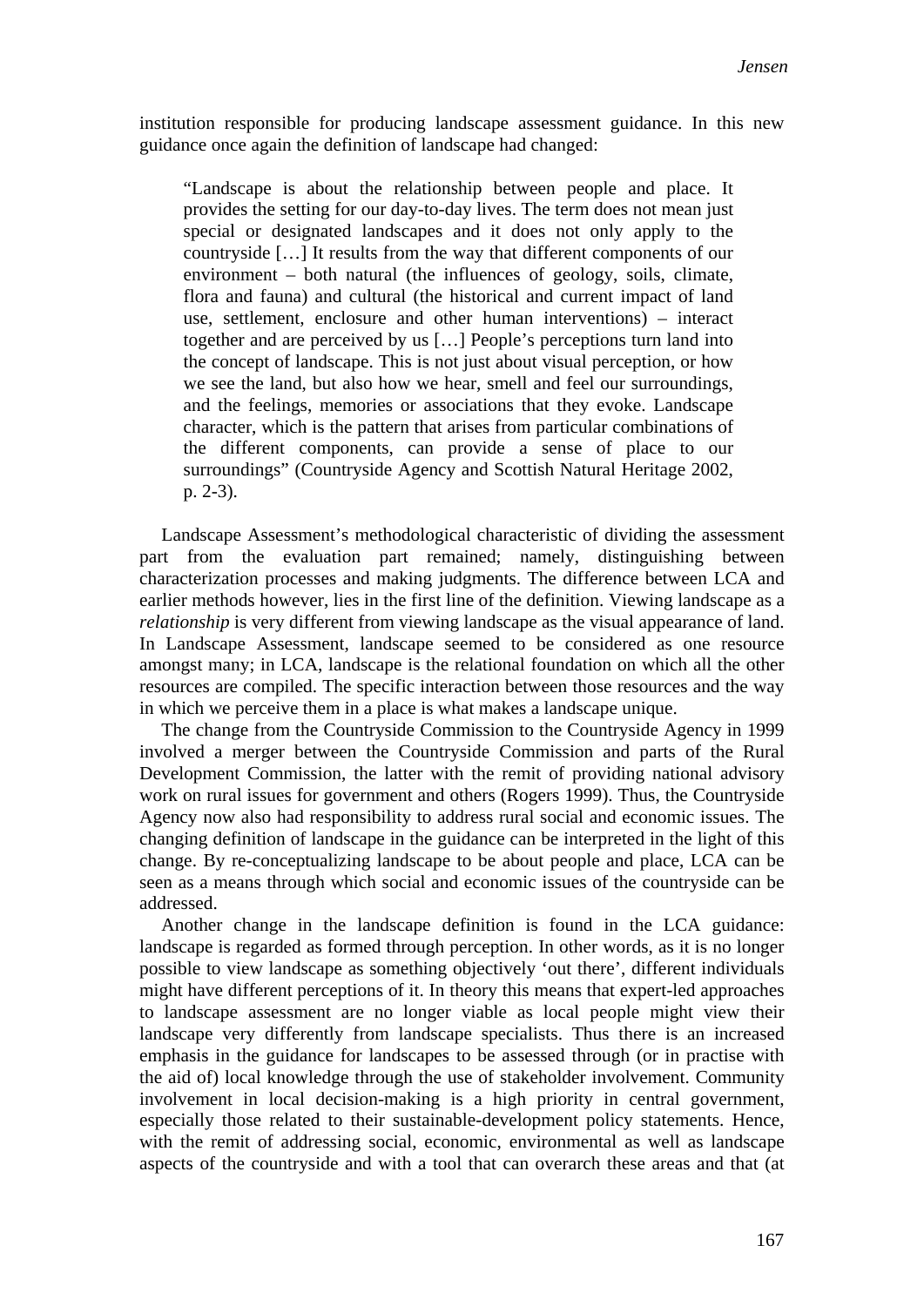institution responsible for producing landscape assessment guidance. In this new guidance once again the definition of landscape had changed:

> "Landscape is about the relationship between people and place. It provides the setting for our day-to-day lives. The term does not mean just special or designated landscapes and it does not only apply to the countryside […] It results from the way that different components of our environment – both natural (the influences of geology, soils, climate, flora and fauna) and cultural (the historical and current impact of land use, settlement, enclosure and other human interventions) – interact together and are perceived by us […] People's perceptions turn land into the concept of landscape. This is not just about visual perception, or how we see the land, but also how we hear, smell and feel our surroundings, and the feelings, memories or associations that they evoke. Landscape character, which is the pattern that arises from particular combinations of the different components, can provide a sense of place to our surroundings" (Countryside Agency and Scottish Natural Heritage 2002, p. 2-3).

Landscape Assessment's methodological characteristic of dividing the assessment part from the evaluation part remained; namely, distinguishing between characterization processes and making judgments. The difference between LCA and earlier methods however, lies in the first line of the definition. Viewing landscape as a *relationship* is very different from viewing landscape as the visual appearance of land. In Landscape Assessment, landscape seemed to be considered as one resource amongst many; in LCA, landscape is the relational foundation on which all the other resources are compiled. The specific interaction between those resources and the way in which we perceive them in a place is what makes a landscape unique.

The change from the Countryside Commission to the Countryside Agency in 1999 involved a merger between the Countryside Commission and parts of the Rural Development Commission, the latter with the remit of providing national advisory work on rural issues for government and others (Rogers 1999). Thus, the Countryside Agency now also had responsibility to address rural social and economic issues. The changing definition of landscape in the guidance can be interpreted in the light of this change. By re-conceptualizing landscape to be about people and place, LCA can be seen as a means through which social and economic issues of the countryside can be addressed.

Another change in the landscape definition is found in the LCA guidance: landscape is regarded as formed through perception. In other words, as it is no longer possible to view landscape as something objectively 'out there', different individuals might have different perceptions of it. In theory this means that expert-led approaches to landscape assessment are no longer viable as local people might view their landscape very differently from landscape specialists. Thus there is an increased emphasis in the guidance for landscapes to be assessed through (or in practise with the aid of) local knowledge through the use of stakeholder involvement. Community involvement in local decision-making is a high priority in central government, especially those related to their sustainable-development policy statements. Hence, with the remit of addressing social, economic, environmental as well as landscape aspects of the countryside and with a tool that can overarch these areas and that (at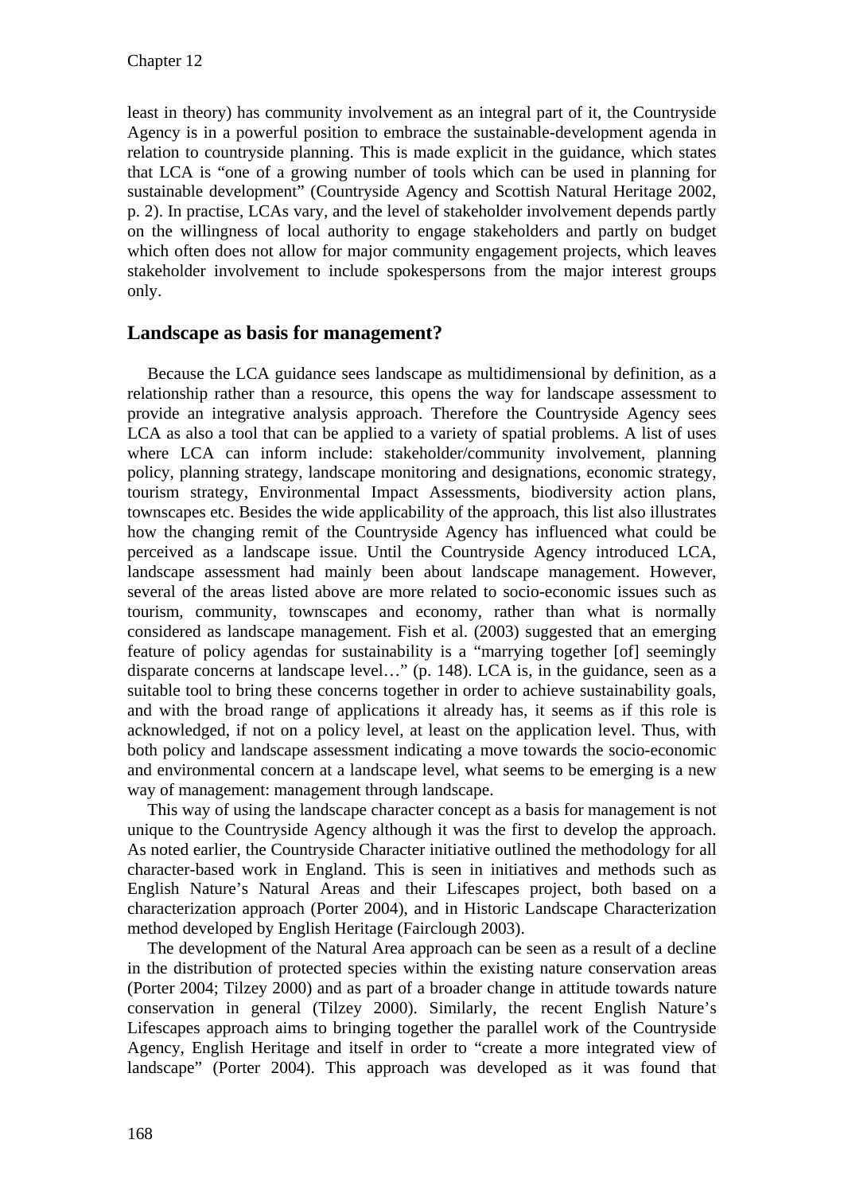least in theory) has community involvement as an integral part of it, the Countryside Agency is in a powerful position to embrace the sustainable-development agenda in relation to countryside planning. This is made explicit in the guidance, which states that LCA is "one of a growing number of tools which can be used in planning for sustainable development" (Countryside Agency and Scottish Natural Heritage 2002, p. 2). In practise, LCAs vary, and the level of stakeholder involvement depends partly on the willingness of local authority to engage stakeholders and partly on budget which often does not allow for major community engagement projects, which leaves stakeholder involvement to include spokespersons from the major interest groups only.

## Landscape as basis for management?

Because the LCA guidance sees landscape as multidimensional by definition, as a relationship rather than a resource, this opens the way for landscape assessment to provide an integrative analysis approach. Therefore the Countryside Agency sees LCA as also a tool that can be applied to a variety of spatial problems. A list of uses where LCA can inform include: stakeholder/community involvement, planning policy, planning strategy, landscape monitoring and designations, economic strategy, tourism strategy, Environmental Impact Assessments, biodiversity action plans, townscapes etc. Besides the wide applicability of the approach, this list also illustrates how the changing remit of the Countryside Agency has influenced what could be perceived as a landscape issue. Until the Countryside Agency introduced LCA, landscape assessment had mainly been about landscape management. However, several of the areas listed above are more related to socio-economic issues such as tourism, community, townscapes and economy, rather than what is normally considered as landscape management. Fish et al. (2003) suggested that an emerging feature of policy agendas for sustainability is a "marrying together [of] seemingly disparate concerns at landscape level…" (p. 148). LCA is, in the guidance, seen as a suitable tool to bring these concerns together in order to achieve sustainability goals, and with the broad range of applications it already has, it seems as if this role is acknowledged, if not on a policy level, at least on the application level. Thus, with both policy and landscape assessment indicating a move towards the socio-economic and environmental concern at a landscape level, what seems to be emerging is a new way of management: management through landscape.

This way of using the landscape character concept as a basis for management is not unique to the Countryside Agency although it was the first to develop the approach. As noted earlier, the Countryside Character initiative outlined the methodology for all character-based work in England. This is seen in initiatives and methods such as English Nature's Natural Areas and their Lifescapes project, both based on a characterization approach (Porter 2004), and in Historic Landscape Characterization method developed by English Heritage (Fairclough 2003).

The development of the Natural Area approach can be seen as a result of a decline in the distribution of protected species within the existing nature conservation areas (Porter 2004; Tilzey 2000) and as part of a broader change in attitude towards nature conservation in general (Tilzey 2000). Similarly, the recent English Nature's Lifescapes approach aims to bringing together the parallel work of the Countryside Agency, English Heritage and itself in order to "create a more integrated view of landscape" (Porter 2004). This approach was developed as it was found that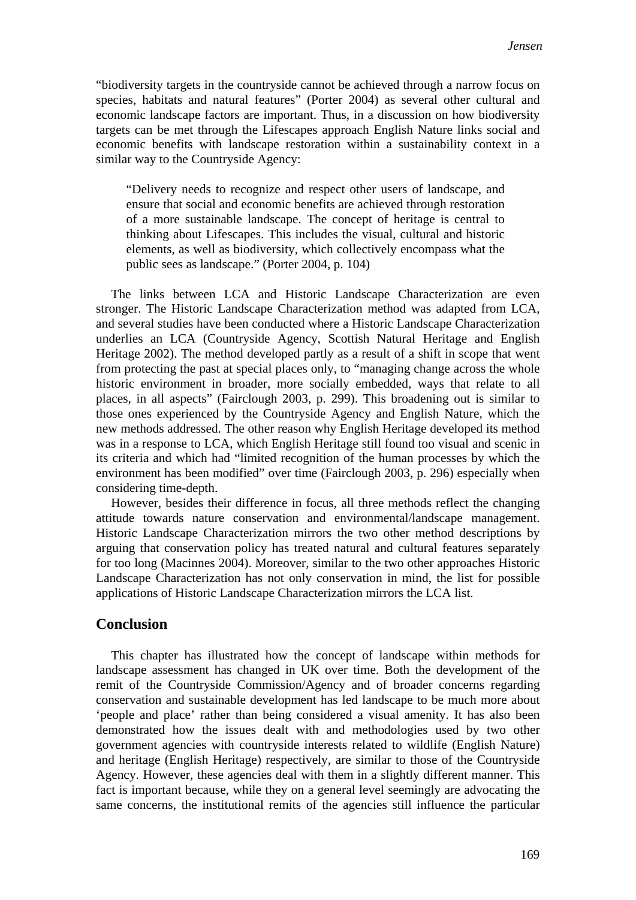"biodiversity targets in the countryside cannot be achieved through a narrow focus on species, habitats and natural features" (Porter 2004) as several other cultural and economic landscape factors are important. Thus, in a discussion on how biodiversity targets can be met through the Lifescapes approach English Nature links social and economic benefits with landscape restoration within a sustainability context in a similar way to the Countryside Agency:

> "Delivery needs to recognize and respect other users of landscape, and ensure that social and economic benefits are achieved through restoration of a more sustainable landscape. The concept of heritage is central to thinking about Lifescapes. This includes the visual, cultural and historic elements, as well as biodiversity, which collectively encompass what the public sees as landscape." (Porter 2004, p. 104)

The links between LCA and Historic Landscape Characterization are even stronger. The Historic Landscape Characterization method was adapted from LCA, and several studies have been conducted where a Historic Landscape Characterization underlies an LCA (Countryside Agency, Scottish Natural Heritage and English Heritage 2002). The method developed partly as a result of a shift in scope that went from protecting the past at special places only, to "managing change across the whole historic environment in broader, more socially embedded, ways that relate to all places, in all aspects" (Fairclough 2003, p. 299). This broadening out is similar to those ones experienced by the Countryside Agency and English Nature, which the new methods addressed. The other reason why English Heritage developed its method was in a response to LCA, which English Heritage still found too visual and scenic in its criteria and which had "limited recognition of the human processes by which the environment has been modified" over time (Fairclough 2003, p. 296) especially when considering time-depth.

However, besides their difference in focus, all three methods reflect the changing attitude towards nature conservation and environmental/landscape management. Historic Landscape Characterization mirrors the two other method descriptions by arguing that conservation policy has treated natural and cultural features separately for too long (Macinnes 2004). Moreover, similar to the two other approaches Historic Landscape Characterization has not only conservation in mind, the list for possible applications of Historic Landscape Characterization mirrors the LCA list.

## Conclusion

This chapter has illustrated how the concept of landscape within methods for landscape assessment has changed in UK over time. Both the development of the remit of the Countryside Commission/Agency and of broader concerns regarding conservation and sustainable development has led landscape to be much more about 'people and place' rather than being considered a visual amenity. It has also been demonstrated how the issues dealt with and methodologies used by two other government agencies with countryside interests related to wildlife (English Nature) and heritage (English Heritage) respectively, are similar to those of the Countryside Agency. However, these agencies deal with them in a slightly different manner. This fact is important because, while they on a general level seemingly are advocating the same concerns, the institutional remits of the agencies still influence the particular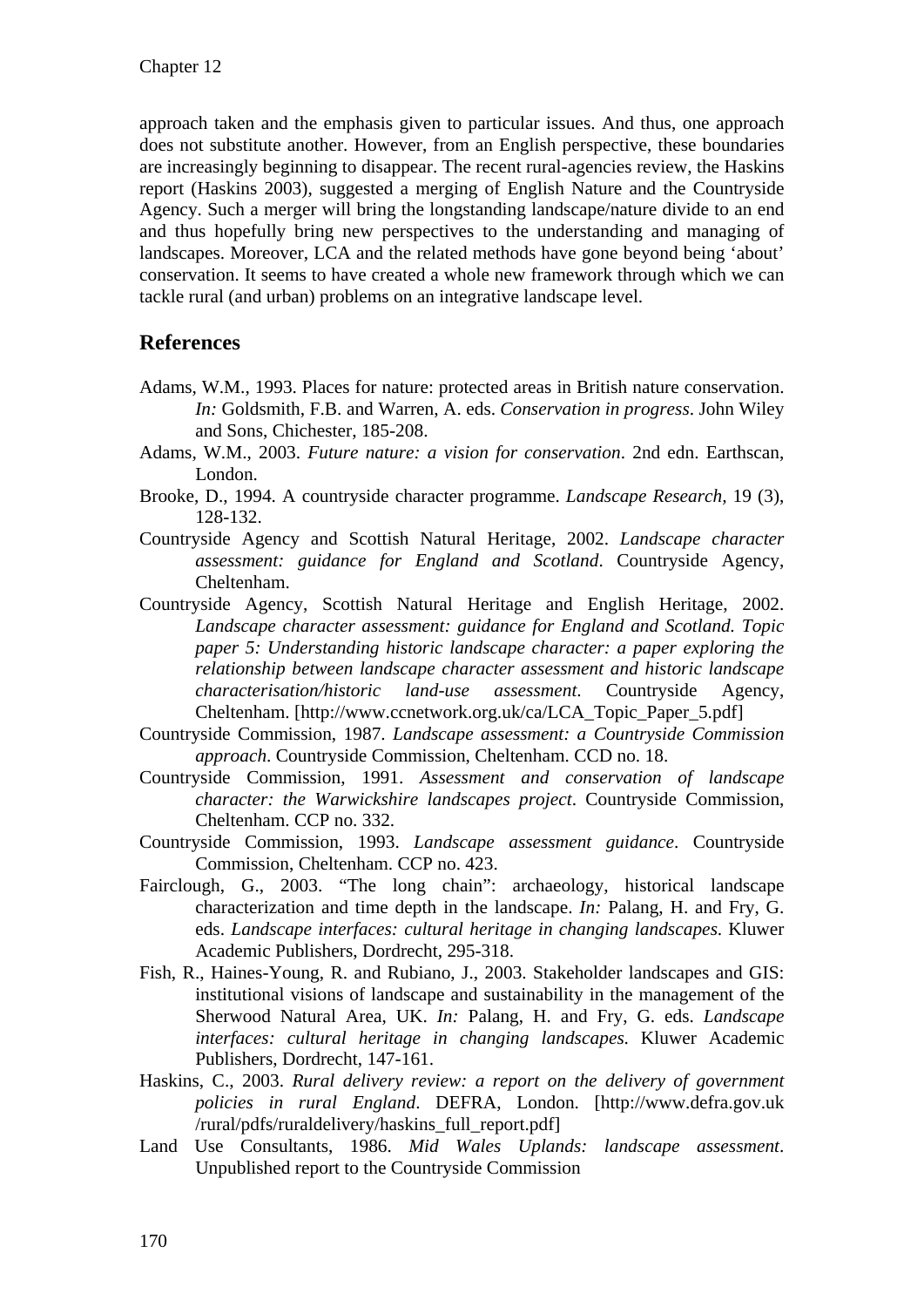approach taken and the emphasis given to particular issues. And thus, one approach does not substitute another. However, from an English perspective, these boundaries are increasingly beginning to disappear. The recent rural-agencies review, the Haskins report (Haskins 2003), suggested a merging of English Nature and the Countryside Agency. Such a merger will bring the longstanding landscape/nature divide to an end and thus hopefully bring new perspectives to the understanding and managing of landscapes. Moreover, LCA and the related methods have gone beyond being 'about' conservation. It seems to have created a whole new framework through which we can tackle rural (and urban) problems on an integrative landscape level.

## References

Adams, W.M., 1993. Places for nature: protected areas in British nature conservation. *In:* Goldsmith, F.B. and Warren, A. eds. *Conservation in progress*. John Wiley and Sons, Chichester, 185-208.

Adams, W.M., 2003. *Future nature: a vision for conservation*. 2nd edn. Earthscan, London.

Brooke, D., 1994. A countryside character programme. *Landscape Research*, 19 (3), 128-132.

Countryside Agency and Scottish Natural Heritage, 2002. *Landscape character assessment: guidance for England and Scotland*. Countryside Agency, Cheltenham.

Countryside Agency, Scottish Natural Heritage and English Heritage, 2002. *Landscape character assessment: guidance for England and Scotland. Topic paper 5: Understanding historic landscape character: a paper exploring the relationship between landscape character assessment and historic landscape characterisation/historic land-use assessment*. Countryside Agency, Cheltenham. [http://www.ccnetwork.org.uk/ca/LCA_Topic_Paper_5.pdf]

Countryside Commission, 1987. *Landscape assessment: a Countryside Commission approach*. Countryside Commission, Cheltenham. CCD no. 18.

Countryside Commission, 1991. *Assessment and conservation of landscape character: the Warwickshire landscapes project*. Countryside Commission, Cheltenham. CCP no. 332.

Countryside Commission, 1993. *Landscape assessment guidance*. Countryside Commission, Cheltenham. CCP no. 423.

Fairclough, G., 2003. "The long chain": archaeology, historical landscape characterization and time depth in the landscape. *In:* Palang, H. and Fry, G. eds. *Landscape interfaces: cultural heritage in changing landscapes*. Kluwer Academic Publishers, Dordrecht, 295-318.

Fish, R., Haines-Young, R. and Rubiano, J., 2003. Stakeholder landscapes and GIS: institutional visions of landscape and sustainability in the management of the Sherwood Natural Area, UK. *In:* Palang, H. and Fry, G. eds. *Landscape interfaces: cultural heritage in changing landscapes.* Kluwer Academic Publishers, Dordrecht, 147-161.

Haskins, C., 2003. *Rural delivery review: a report on the delivery of government policies in rural England*. DEFRA, London. [http://www.defra.gov.uk /rural/pdfs/ruraldelivery/haskins_full_report.pdf]

Land Use Consultants, 1986. *Mid Wales Uplands: landscape assessment*. Unpublished report to the Countryside Commission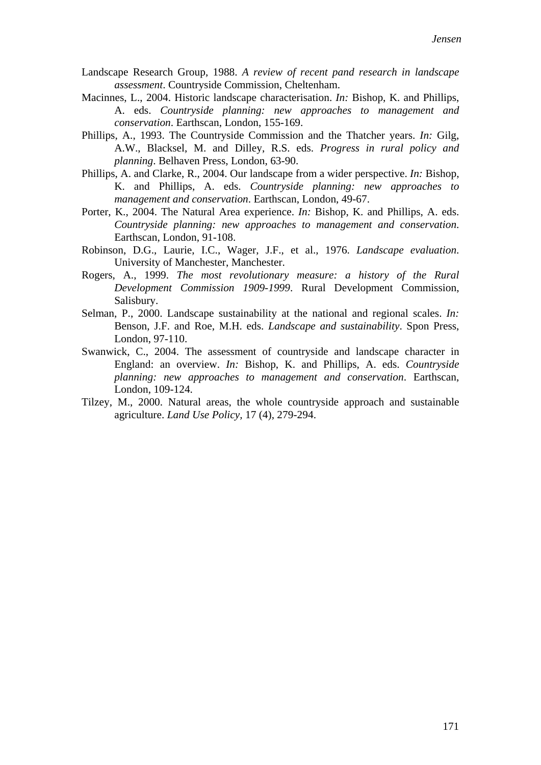Landscape Research Group, 1988. *A review of recent pand research in landscape assessment*. Countryside Commission, Cheltenham.

Macinnes, L., 2004. Historic landscape characterisation. *In:* Bishop, K. and Phillips, A. eds. *Countryside planning: new approaches to management and conservation*. Earthscan, London, 155-169.

Phillips, A., 1993. The Countryside Commission and the Thatcher years. *In:* Gilg, A.W., Blacksel, M. and Dilley, R.S. eds. *Progress in rural policy and planning*. Belhaven Press, London, 63-90.

Phillips, A. and Clarke, R., 2004. Our landscape from a wider perspective. *In:* Bishop, K. and Phillips, A. eds. *Countryside planning: new approaches to management and conservation*. Earthscan, London, 49-67.

Porter, K., 2004. The Natural Area experience. *In:* Bishop, K. and Phillips, A. eds. *Countryside planning: new approaches to management and conservation*. Earthscan, London, 91-108.

Robinson, D.G., Laurie, I.C., Wager, J.F., et al., 1976. *Landscape evaluation*. University of Manchester, Manchester.

Rogers, A., 1999. *The most revolutionary measure: a history of the Rural Development Commission 1909-1999*. Rural Development Commission, Salisbury.

Selman, P., 2000. Landscape sustainability at the national and regional scales. *In:* Benson, J.F. and Roe, M.H. eds. *Landscape and sustainability*. Spon Press, London, 97-110.

Swanwick, C., 2004. The assessment of countryside and landscape character in England: an overview. *In:* Bishop, K. and Phillips, A. eds. *Countryside planning: new approaches to management and conservation*. Earthscan, London, 109-124.

Tilzey, M., 2000. Natural areas, the whole countryside approach and sustainable agriculture. *Land Use Policy*, 17 (4), 279-294.